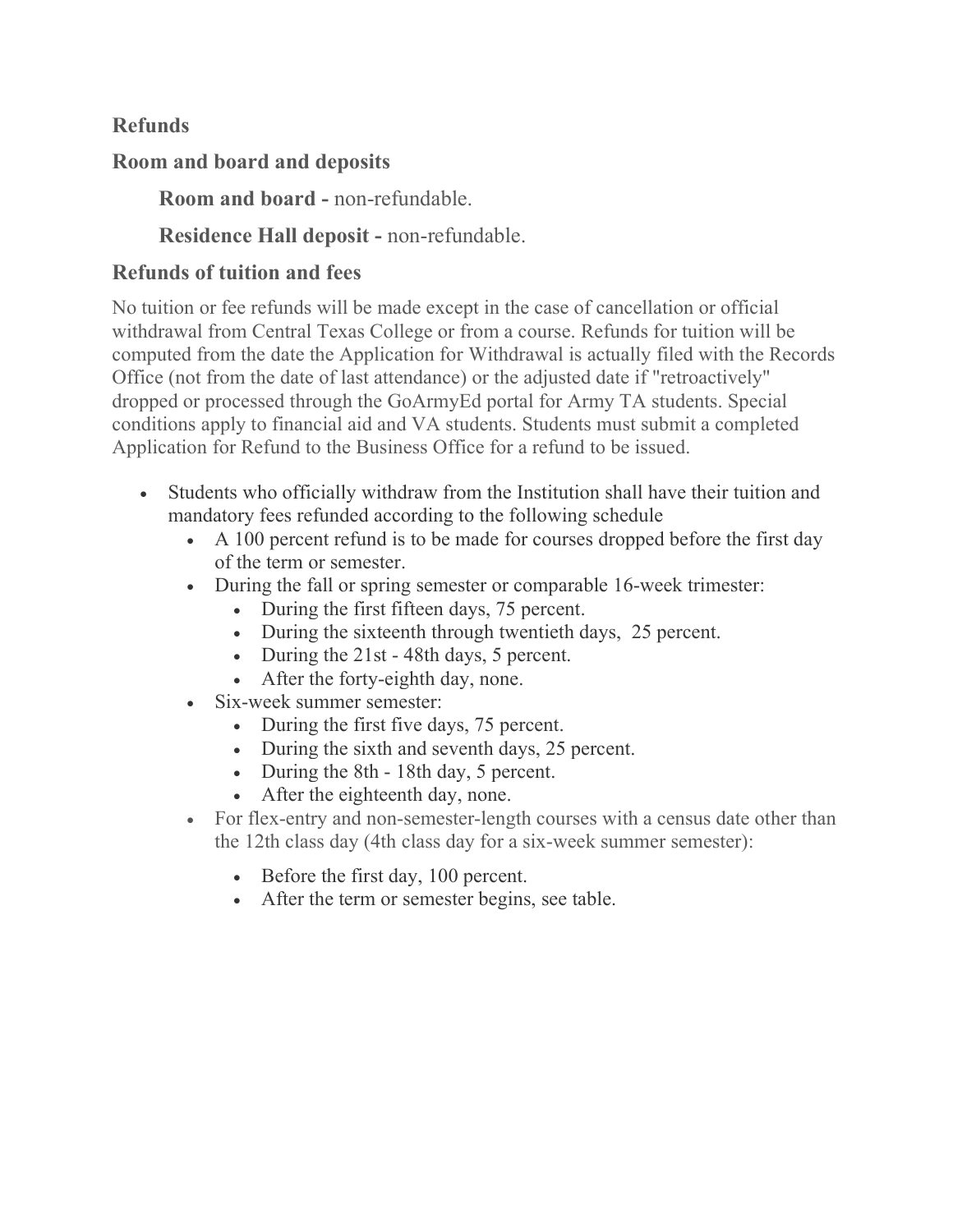## Refunds

### Room and board and deposits

**Room and board -** non-refundable.

**Residence Hall deposit -** non-refundable.

### Refunds of tuition and fees

No tuition or fee refunds will be made except in the case of cancellation or official withdrawal from Central Texas College or from a course. Refunds for tuition will be computed from the date the Application for Withdrawal is actually filed with the Records Office (not from the date of last attendance) or the adjusted date if "retroactively" dropped or processed through the GoArmyEd portal for Army TA students. Special conditions apply to financial aid and VA students. Students must submit a completed Application for Refund to the Business Office for a refund to be issued.

- Students who officially withdraw from the Institution shall have their tuition and mandatory fees refunded according to the following schedule
  - A 100 percent refund is to be made for courses dropped before the first day of the term or semester.
  - During the fall or spring semester or comparable 16-week trimester:
    - During the first fifteen days, 75 percent.
    - During the sixteenth through twentieth days, 25 percent.
    - During the 21st - 48th days, 5 percent.
    - After the forty-eighth day, none.
  - Six-week summer semester:
    - During the first five days, 75 percent.
    - During the sixth and seventh days, 25 percent.
    - During the 8th - 18th day, 5 percent.
    - After the eighteenth day, none.
  - For flex-entry and non-semester-length courses with a census date other than the 12th class day (4th class day for a six-week summer semester):
    - Before the first day, 100 percent.
    - After the term or semester begins, see table.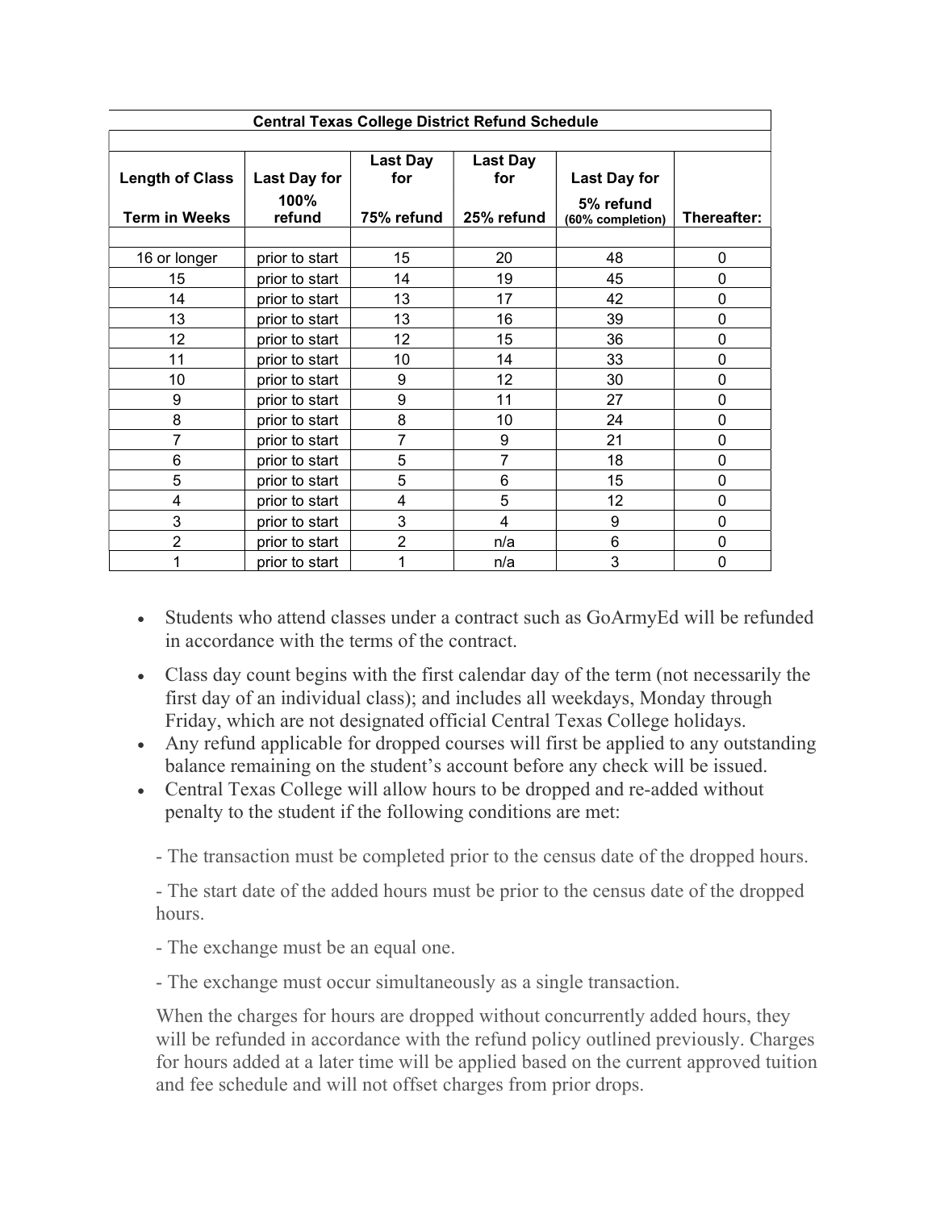| Central Texas College District Refund Schedule | | | | | |
|---|---|---|---|---|---|
| **Length of Class Term in Weeks** | **Last Day for 100% refund** | **Last Day for 75% refund** | **Last Day for 25% refund** | **Last Day for 5% refund (60% completion)** | **Thereafter:** |
| 16 or longer | prior to start | 15 | 20 | 48 | 0 |
| 15 | prior to start | 14 | 19 | 45 | 0 |
| 14 | prior to start | 13 | 17 | 42 | 0 |
| 13 | prior to start | 13 | 16 | 39 | 0 |
| 12 | prior to start | 12 | 15 | 36 | 0 |
| 11 | prior to start | 10 | 14 | 33 | 0 |
| 10 | prior to start | 9 | 12 | 30 | 0 |
| 9 | prior to start | 9 | 11 | 27 | 0 |
| 8 | prior to start | 8 | 10 | 24 | 0 |
| 7 | prior to start | 7 | 9 | 21 | 0 |
| 6 | prior to start | 5 | 7 | 18 | 0 |
| 5 | prior to start | 5 | 6 | 15 | 0 |
| 4 | prior to start | 4 | 5 | 12 | 0 |
| 3 | prior to start | 3 | 4 | 9 | 0 |
| 2 | prior to start | 2 | n/a | 6 | 0 |
| 1 | prior to start | 1 | n/a | 3 | 0 |

- Students who attend classes under a contract such as GoArmyEd will be refunded in accordance with the terms of the contract.
- Class day count begins with the first calendar day of the term (not necessarily the first day of an individual class); and includes all weekdays, Monday through Friday, which are not designated official Central Texas College holidays.
- Any refund applicable for dropped courses will first be applied to any outstanding balance remaining on the student's account before any check will be issued.
- Central Texas College will allow hours to be dropped and re-added without penalty to the student if the following conditions are met:

  - The transaction must be completed prior to the census date of the dropped hours.

  - The start date of the added hours must be prior to the census date of the dropped hours.

  - The exchange must be an equal one.

  - The exchange must occur simultaneously as a single transaction.

  When the charges for hours are dropped without concurrently added hours, they will be refunded in accordance with the refund policy outlined previously. Charges for hours added at a later time will be applied based on the current approved tuition and fee schedule and will not offset charges from prior drops.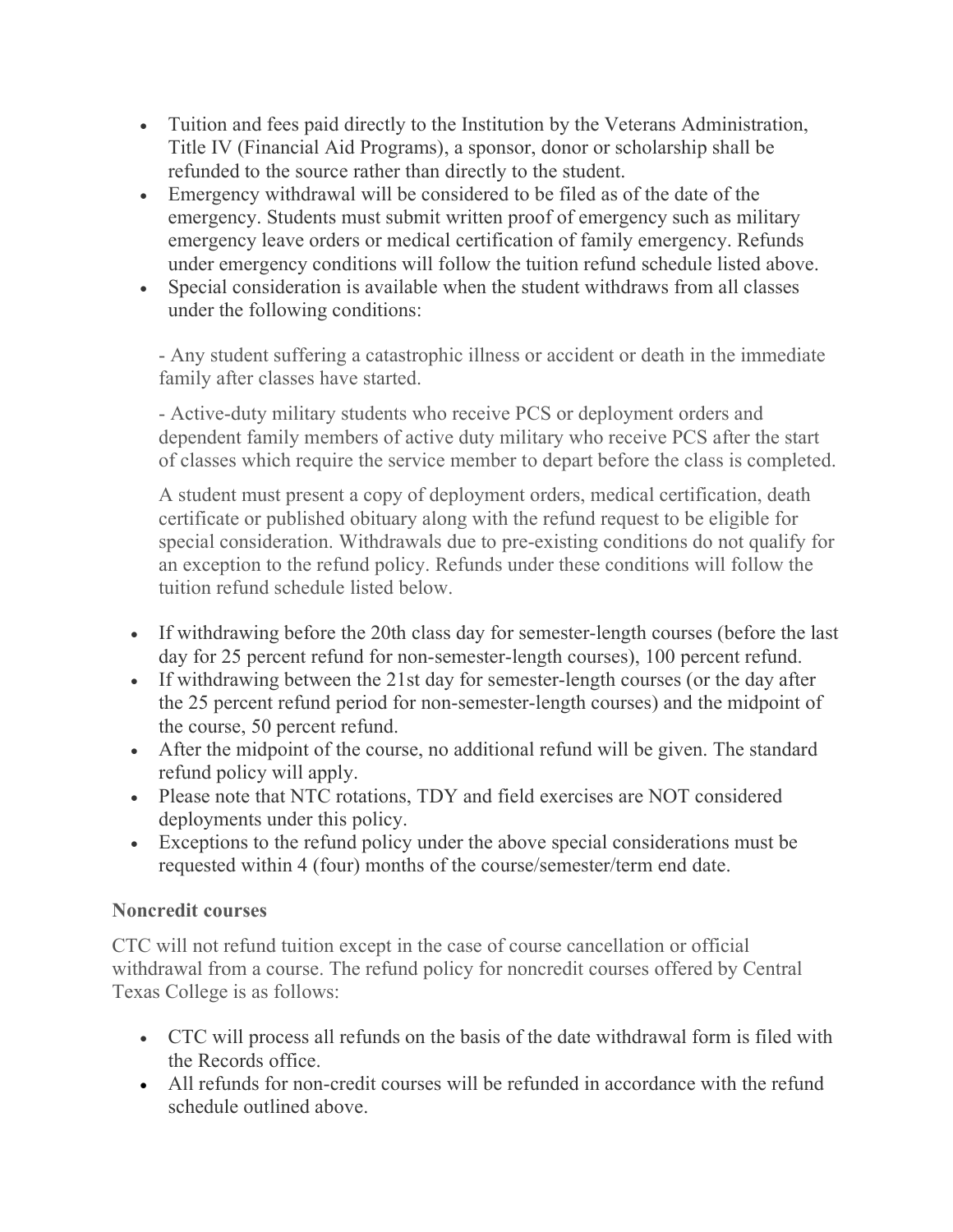- Tuition and fees paid directly to the Institution by the Veterans Administration, Title IV (Financial Aid Programs), a sponsor, donor or scholarship shall be refunded to the source rather than directly to the student.
- Emergency withdrawal will be considered to be filed as of the date of the emergency. Students must submit written proof of emergency such as military emergency leave orders or medical certification of family emergency. Refunds under emergency conditions will follow the tuition refund schedule listed above.
- Special consideration is available when the student withdraws from all classes under the following conditions:

  - Any student suffering a catastrophic illness or accident or death in the immediate family after classes have started.

  - Active-duty military students who receive PCS or deployment orders and dependent family members of active duty military who receive PCS after the start of classes which require the service member to depart before the class is completed.

  A student must present a copy of deployment orders, medical certification, death certificate or published obituary along with the refund request to be eligible for special consideration. Withdrawals due to pre-existing conditions do not qualify for an exception to the refund policy. Refunds under these conditions will follow the tuition refund schedule listed below.

- If withdrawing before the 20th class day for semester-length courses (before the last day for 25 percent refund for non-semester-length courses), 100 percent refund.
- If withdrawing between the 21st day for semester-length courses (or the day after the 25 percent refund period for non-semester-length courses) and the midpoint of the course, 50 percent refund.
- After the midpoint of the course, no additional refund will be given. The standard refund policy will apply.
- Please note that NTC rotations, TDY and field exercises are NOT considered deployments under this policy.
- Exceptions to the refund policy under the above special considerations must be requested within 4 (four) months of the course/semester/term end date.

**Noncredit courses**

CTC will not refund tuition except in the case of course cancellation or official withdrawal from a course. The refund policy for noncredit courses offered by Central Texas College is as follows:

- CTC will process all refunds on the basis of the date withdrawal form is filed with the Records office.
- All refunds for non-credit courses will be refunded in accordance with the refund schedule outlined above.